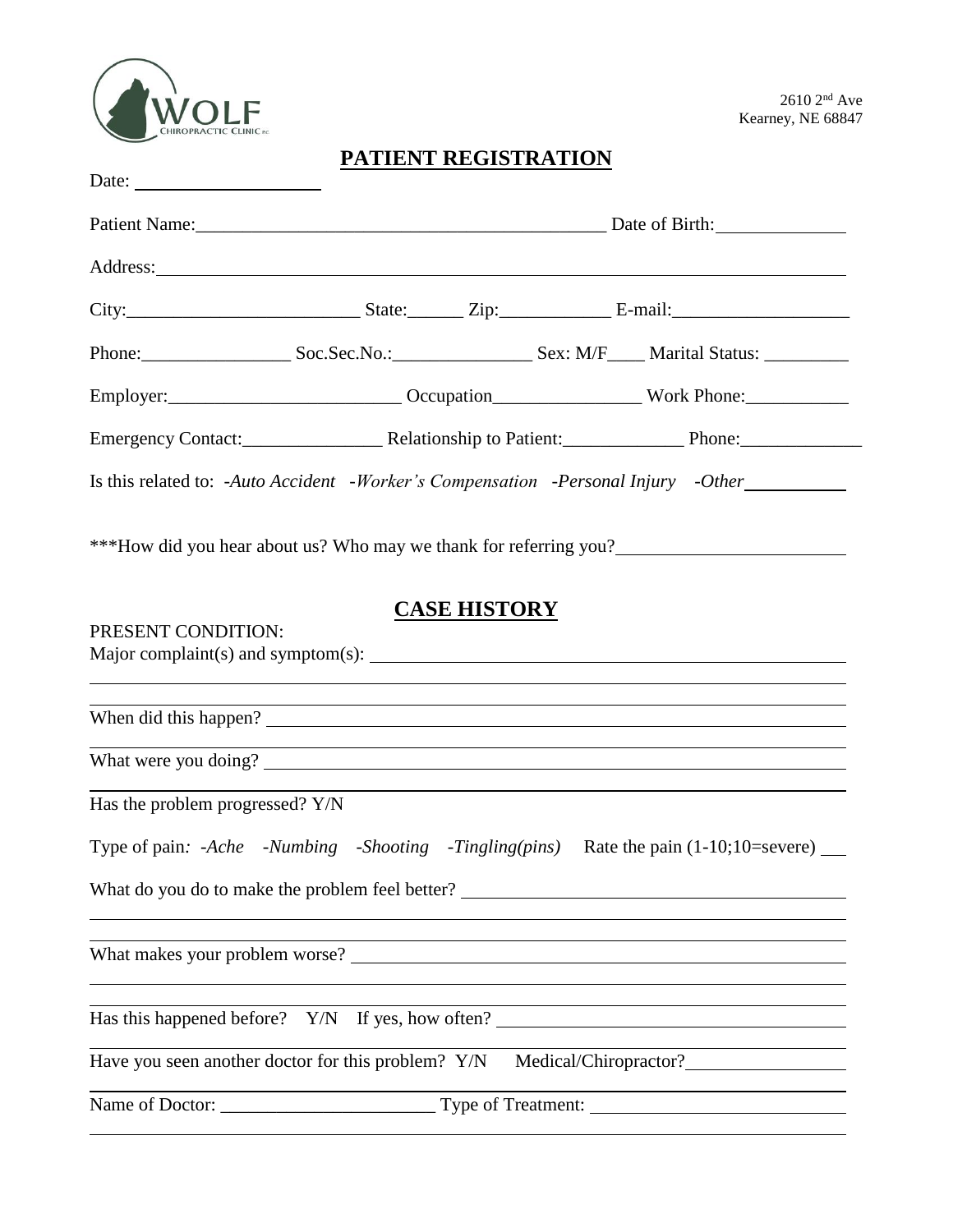WOLF CHIROPRACTIC CLINIC

2610 2nd Ave
Kearney, NE 68847

## PATIENT REGISTRATION

Date: ____________________

Patient Name:____________________________________________ Date of Birth:______________

Address:______________________________________________________________________________

City:_________________________ State:______ Zip:____________ E-mail:___________________

Phone:________________ Soc.Sec.No.:_______________ Sex: M/F____ Marital Status: _________

Employer:_________________________ Occupation________________ Work Phone:___________

Emergency Contact:_______________ Relationship to Patient:_____________ Phone:_____________

Is this related to: *-Auto Accident -Worker's Compensation -Personal Injury -Other*___________

***How did you hear about us? Who may we thank for referring you?_________________________

## CASE HISTORY

PRESENT CONDITION:
Major complaint(s) and symptom(s): ____________________________________________________

______________________________________________________________________________

When did this happen? __________________________________________________________

What were you doing? __________________________________________________________

Has the problem progressed? Y/N

Type of pain: *-Ache -Numbing -Shooting -Tingling(pins)* Rate the pain (1-10;10=severe) ___

What do you do to make the problem feel better? ________________________________________

______________________________________________________________________________

What makes your problem worse? ______________________________________________________

______________________________________________________________________________

Has this happened before? Y/N If yes, how often? ______________________________________

Have you seen another doctor for this problem? Y/N Medical/Chiropractor?_________________

Name of Doctor: _______________________ Type of Treatment: ___________________________

______________________________________________________________________________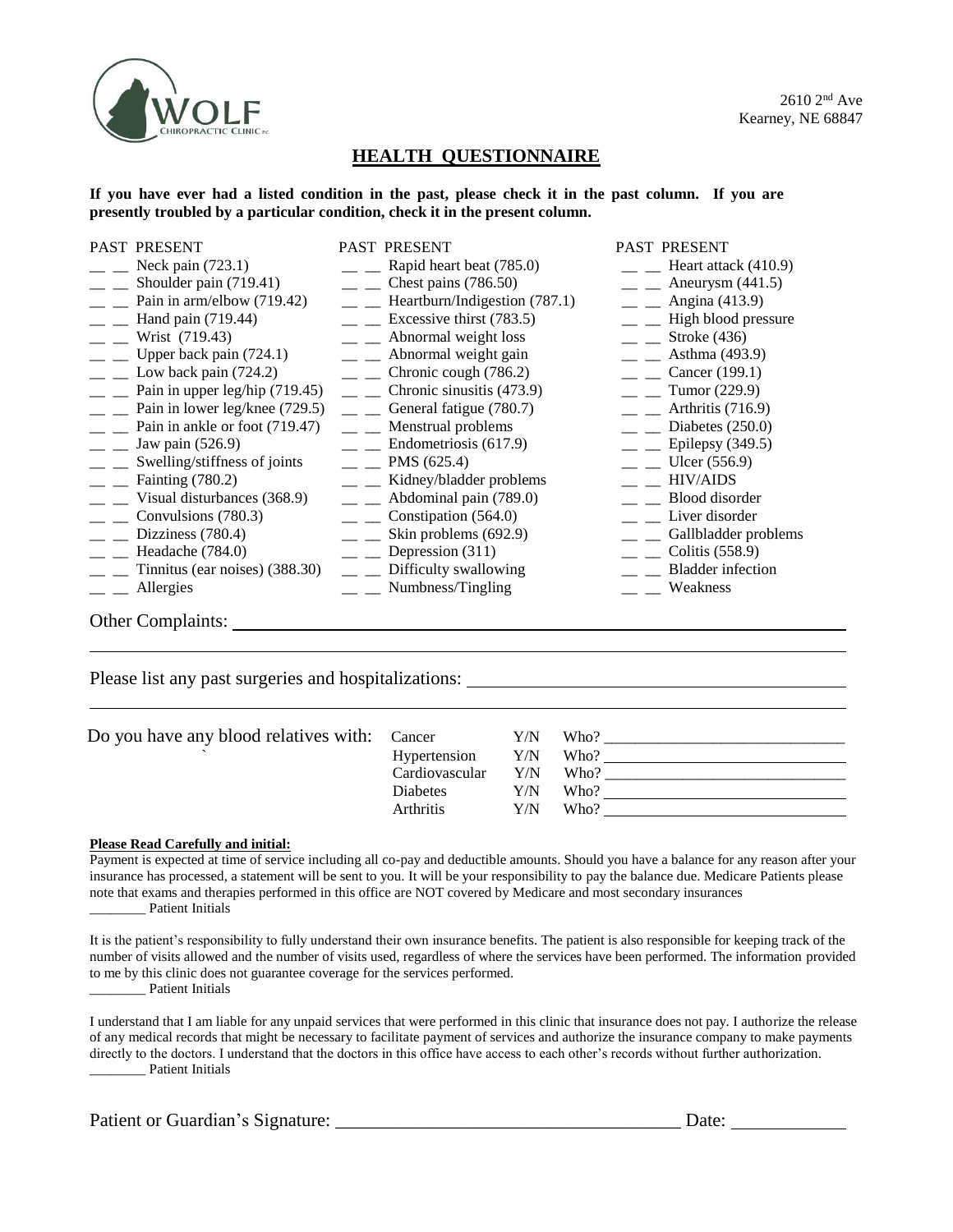WOLF CHIROPRACTIC CLINIC

2610 2nd Ave
Kearney, NE 68847

# HEALTH QUESTIONNAIRE

**If you have ever had a listed condition in the past, please check it in the past column. If you are presently troubled by a particular condition, check it in the present column.**

| PAST | PRESENT | | PAST | PRESENT | | PAST | PRESENT | |
|---|---|---|---|---|---|---|---|---|
| __ | __ | Neck pain (723.1) | __ | __ | Rapid heart beat (785.0) | __ | __ | Heart attack (410.9) |
| __ | __ | Shoulder pain (719.41) | __ | __ | Chest pains (786.50) | __ | __ | Aneurysm (441.5) |
| __ | __ | Pain in arm/elbow (719.42) | __ | __ | Heartburn/Indigestion (787.1) | __ | __ | Angina (413.9) |
| __ | __ | Hand pain (719.44) | __ | __ | Excessive thirst (783.5) | __ | __ | High blood pressure |
| __ | __ | Wrist (719.43) | __ | __ | Abnormal weight loss | __ | __ | Stroke (436) |
| __ | __ | Upper back pain (724.1) | __ | __ | Abnormal weight gain | __ | __ | Asthma (493.9) |
| __ | __ | Low back pain (724.2) | __ | __ | Chronic cough (786.2) | __ | __ | Cancer (199.1) |
| __ | __ | Pain in upper leg/hip (719.45) | __ | __ | Chronic sinusitis (473.9) | __ | __ | Tumor (229.9) |
| __ | __ | Pain in lower leg/knee (729.5) | __ | __ | General fatigue (780.7) | __ | __ | Arthritis (716.9) |
| __ | __ | Pain in ankle or foot (719.47) | __ | __ | Menstrual problems | __ | __ | Diabetes (250.0) |
| __ | __ | Jaw pain (526.9) | __ | __ | Endometriosis (617.9) | __ | __ | Epilepsy (349.5) |
| __ | __ | Swelling/stiffness of joints | __ | __ | PMS (625.4) | __ | __ | Ulcer (556.9) |
| __ | __ | Fainting (780.2) | __ | __ | Kidney/bladder problems | __ | __ | HIV/AIDS |
| __ | __ | Visual disturbances (368.9) | __ | __ | Abdominal pain (789.0) | __ | __ | Blood disorder |
| __ | __ | Convulsions (780.3) | __ | __ | Constipation (564.0) | __ | __ | Liver disorder |
| __ | __ | Dizziness (780.4) | __ | __ | Skin problems (692.9) | __ | __ | Gallbladder problems |
| __ | __ | Headache (784.0) | __ | __ | Depression (311) | __ | __ | Colitis (558.9) |
| __ | __ | Tinnitus (ear noises) (388.30) | __ | __ | Difficulty swallowing | __ | __ | Bladder infection |
| __ | __ | Allergies | __ | __ | Numbness/Tingling | __ | __ | Weakness |

Other Complaints: ______________________________________________

______________________________________________

Please list any past surgeries and hospitalizations: ______________________________________________

______________________________________________

Do you have any blood relatives with:

| | | |
|---|---|---|
| Cancer | Y/N | Who? ______________________________ |
| Hypertension | Y/N | Who? ______________________________ |
| Cardiovascular | Y/N | Who? ______________________________ |
| Diabetes | Y/N | Who? ______________________________ |
| Arthritis | Y/N | Who? ______________________________ |

**Please Read Carefully and initial:**

Payment is expected at time of service including all co-pay and deductible amounts. Should you have a balance for any reason after your insurance has processed, a statement will be sent to you. It will be your responsibility to pay the balance due. Medicare Patients please note that exams and therapies performed in this office are NOT covered by Medicare and most secondary insurances

________ Patient Initials

It is the patient's responsibility to fully understand their own insurance benefits. The patient is also responsible for keeping track of the number of visits allowed and the number of visits used, regardless of where the services have been performed. The information provided to me by this clinic does not guarantee coverage for the services performed.

________ Patient Initials

I understand that I am liable for any unpaid services that were performed in this clinic that insurance does not pay. I authorize the release of any medical records that might be necessary to facilitate payment of services and authorize the insurance company to make payments directly to the doctors. I understand that the doctors in this office have access to each other's records without further authorization.

________ Patient Initials

Patient or Guardian's Signature: ______________________________________ Date: ____________